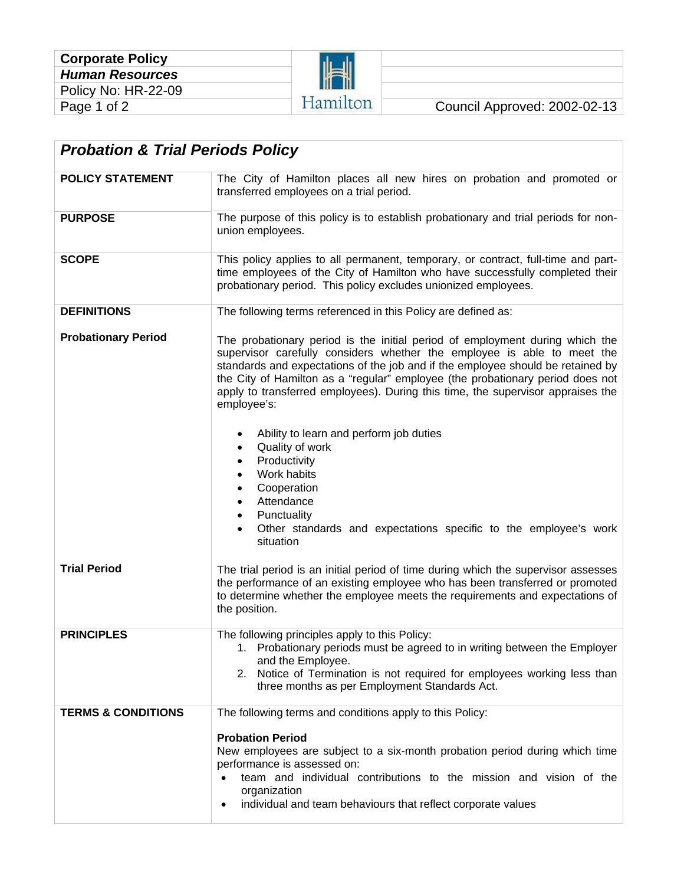| Corporate Policy | | |
|---|---|---|
| ***Human Resources*** | | |
| Policy No: HR-22-09 | | |
| | Hamilton | Council Approved: 2002-02-13 |

## *Probation & Trial Periods Policy*

**POLICY STATEMENT**

The City of Hamilton places all new hires on probation and promoted or transferred employees on a trial period.

**PURPOSE**

The purpose of this policy is to establish probationary and trial periods for non-union employees.

**SCOPE**

This policy applies to all permanent, temporary, or contract, full-time and part-time employees of the City of Hamilton who have successfully completed their probationary period. This policy excludes unionized employees.

**DEFINITIONS**

The following terms referenced in this Policy are defined as:

**Probationary Period**

The probationary period is the initial period of employment during which the supervisor carefully considers whether the employee is able to meet the standards and expectations of the job and if the employee should be retained by the City of Hamilton as a "regular" employee (the probationary period does not apply to transferred employees). During this time, the supervisor appraises the employee's:

- Ability to learn and perform job duties
- Quality of work
- Productivity
- Work habits
- Cooperation
- Attendance
- Punctuality
- Other standards and expectations specific to the employee's work situation

**Trial Period**

The trial period is an initial period of time during which the supervisor assesses the performance of an existing employee who has been transferred or promoted to determine whether the employee meets the requirements and expectations of the position.

**PRINCIPLES**

The following principles apply to this Policy:

1. Probationary periods must be agreed to in writing between the Employer and the Employee.
2. Notice of Termination is not required for employees working less than three months as per Employment Standards Act.

**TERMS & CONDITIONS**

The following terms and conditions apply to this Policy:

**Probation Period**

New employees are subject to a six-month probation period during which time performance is assessed on:

- team and individual contributions to the mission and vision of the organization
- individual and team behaviours that reflect corporate values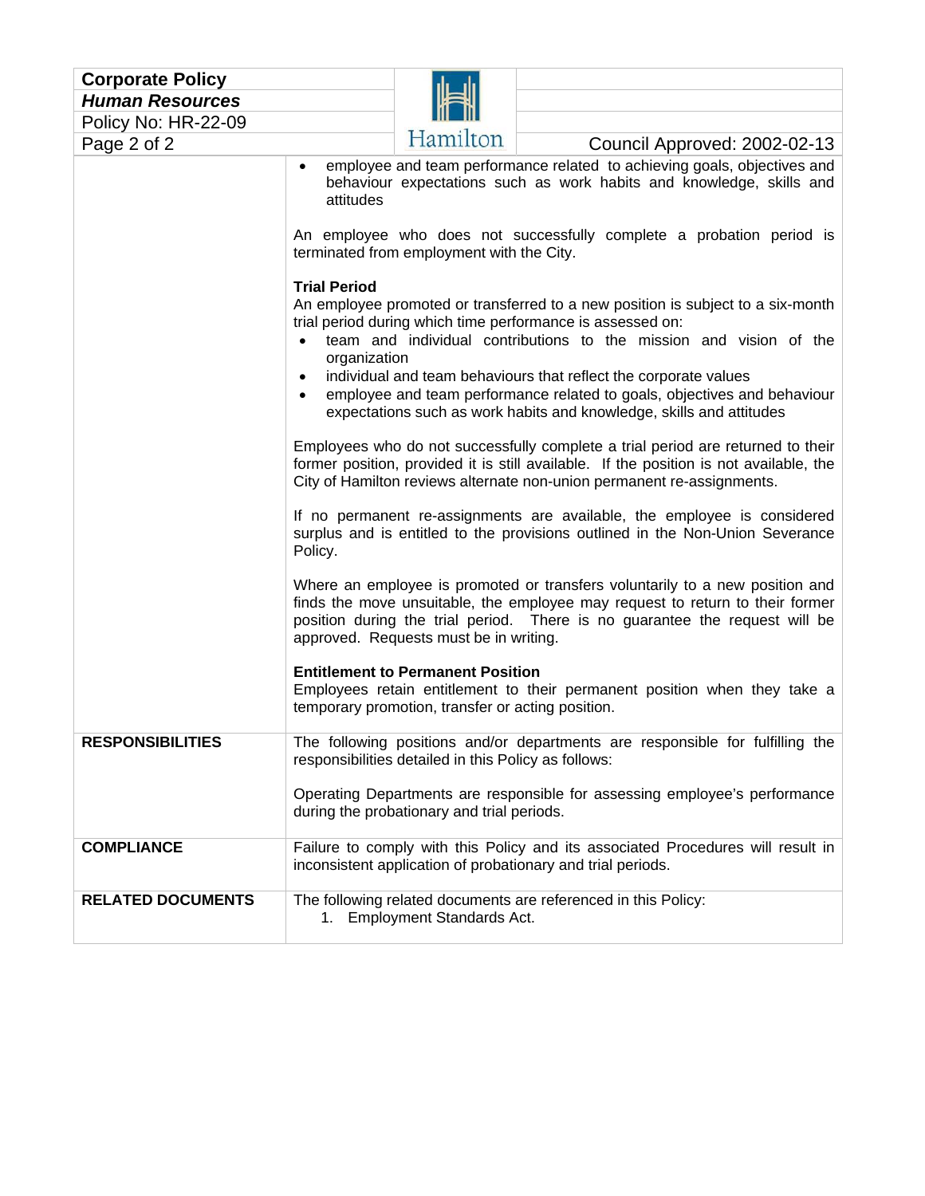- employee and team performance related to achieving goals, objectives and behaviour expectations such as work habits and knowledge, skills and attitudes

An employee who does not successfully complete a probation period is terminated from employment with the City.

**Trial Period**
An employee promoted or transferred to a new position is subject to a six-month trial period during which time performance is assessed on:

- team and individual contributions to the mission and vision of the organization
- individual and team behaviours that reflect the corporate values
- employee and team performance related to goals, objectives and behaviour expectations such as work habits and knowledge, skills and attitudes

Employees who do not successfully complete a trial period are returned to their former position, provided it is still available. If the position is not available, the City of Hamilton reviews alternate non-union permanent re-assignments.

If no permanent re-assignments are available, the employee is considered surplus and is entitled to the provisions outlined in the Non-Union Severance Policy.

Where an employee is promoted or transfers voluntarily to a new position and finds the move unsuitable, the employee may request to return to their former position during the trial period. There is no guarantee the request will be approved. Requests must be in writing.

**Entitlement to Permanent Position**
Employees retain entitlement to their permanent position when they take a temporary promotion, transfer or acting position.

## RESPONSIBILITIES

The following positions and/or departments are responsible for fulfilling the responsibilities detailed in this Policy as follows:

Operating Departments are responsible for assessing employee's performance during the probationary and trial periods.

## COMPLIANCE

Failure to comply with this Policy and its associated Procedures will result in inconsistent application of probationary and trial periods.

## RELATED DOCUMENTS

The following related documents are referenced in this Policy:

1. Employment Standards Act.